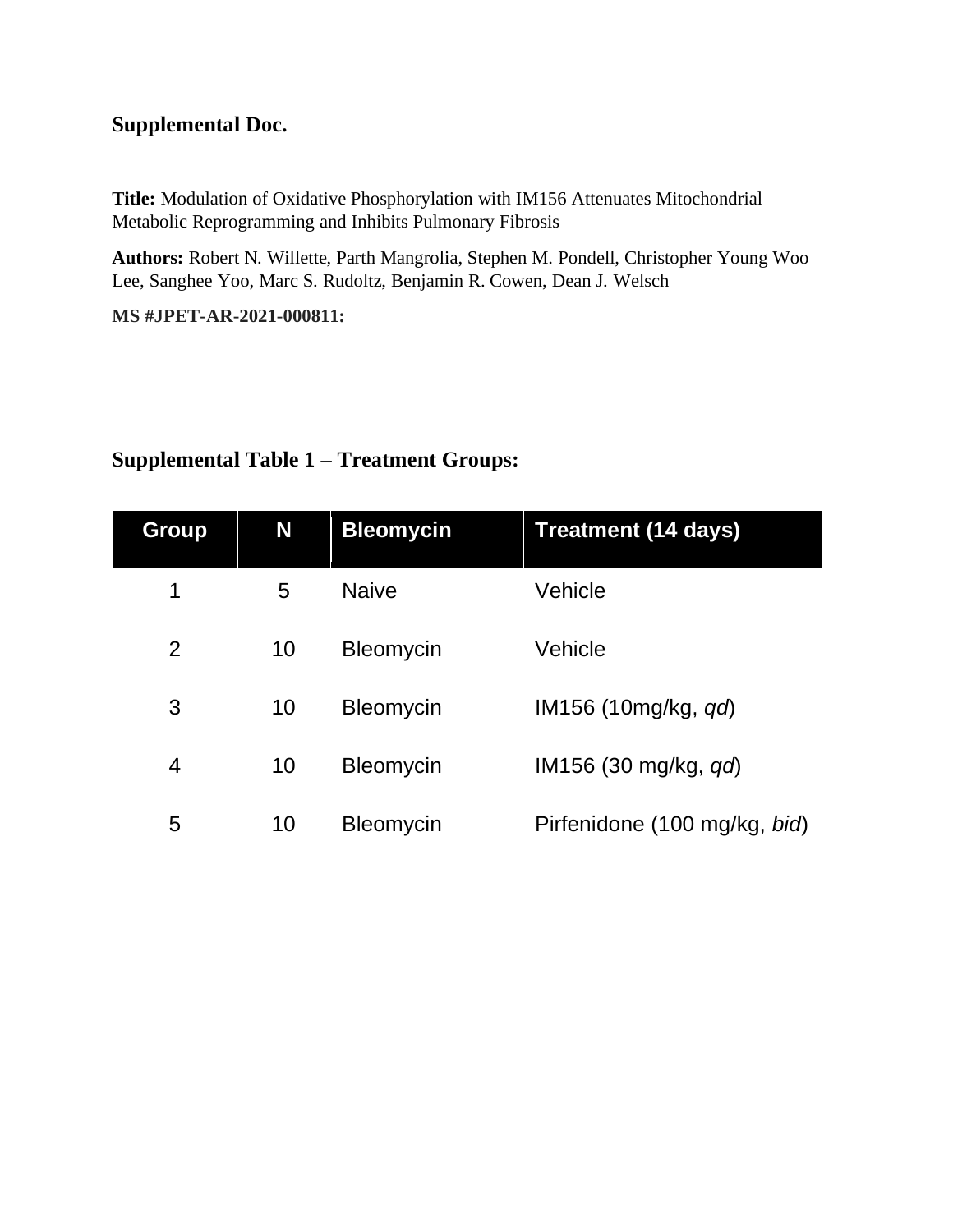## Supplemental Doc.

**Title:** Modulation of Oxidative Phosphorylation with IM156 Attenuates Mitochondrial Metabolic Reprogramming and Inhibits Pulmonary Fibrosis

**Authors:** Robert N. Willette, Parth Mangrolia, Stephen M. Pondell, Christopher Young Woo Lee, Sanghee Yoo, Marc S. Rudoltz, Benjamin R. Cowen, Dean J. Welsch

**MS #JPET-AR-2021-000811:**

## Supplemental Table 1 – Treatment Groups:

| Group | N | Bleomycin | Treatment (14 days) |
|---|---|---|---|
| 1 | 5 | Naive | Vehicle |
| 2 | 10 | Bleomycin | Vehicle |
| 3 | 10 | Bleomycin | IM156 (10mg/kg, *qd*) |
| 4 | 10 | Bleomycin | IM156 (30 mg/kg, *qd*) |
| 5 | 10 | Bleomycin | Pirfenidone (100 mg/kg, *bid*) |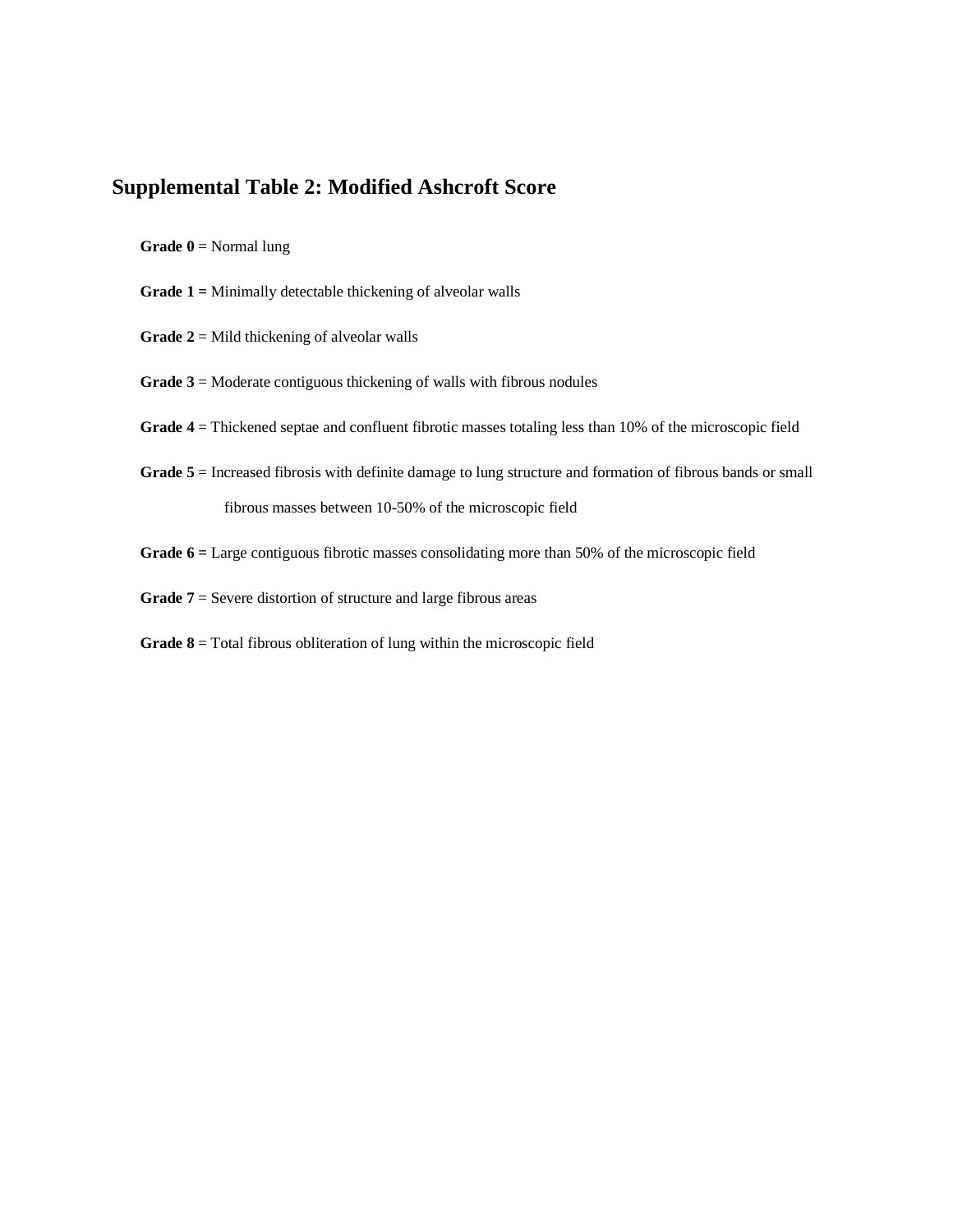## Supplemental Table 2: Modified Ashcroft Score

**Grade 0** = Normal lung

**Grade 1 =** Minimally detectable thickening of alveolar walls

**Grade 2** = Mild thickening of alveolar walls

**Grade 3** = Moderate contiguous thickening of walls with fibrous nodules

**Grade 4** = Thickened septae and confluent fibrotic masses totaling less than 10% of the microscopic field

**Grade 5** = Increased fibrosis with definite damage to lung structure and formation of fibrous bands or small fibrous masses between 10-50% of the microscopic field

**Grade 6 =** Large contiguous fibrotic masses consolidating more than 50% of the microscopic field

**Grade 7** = Severe distortion of structure and large fibrous areas

**Grade 8** = Total fibrous obliteration of lung within the microscopic field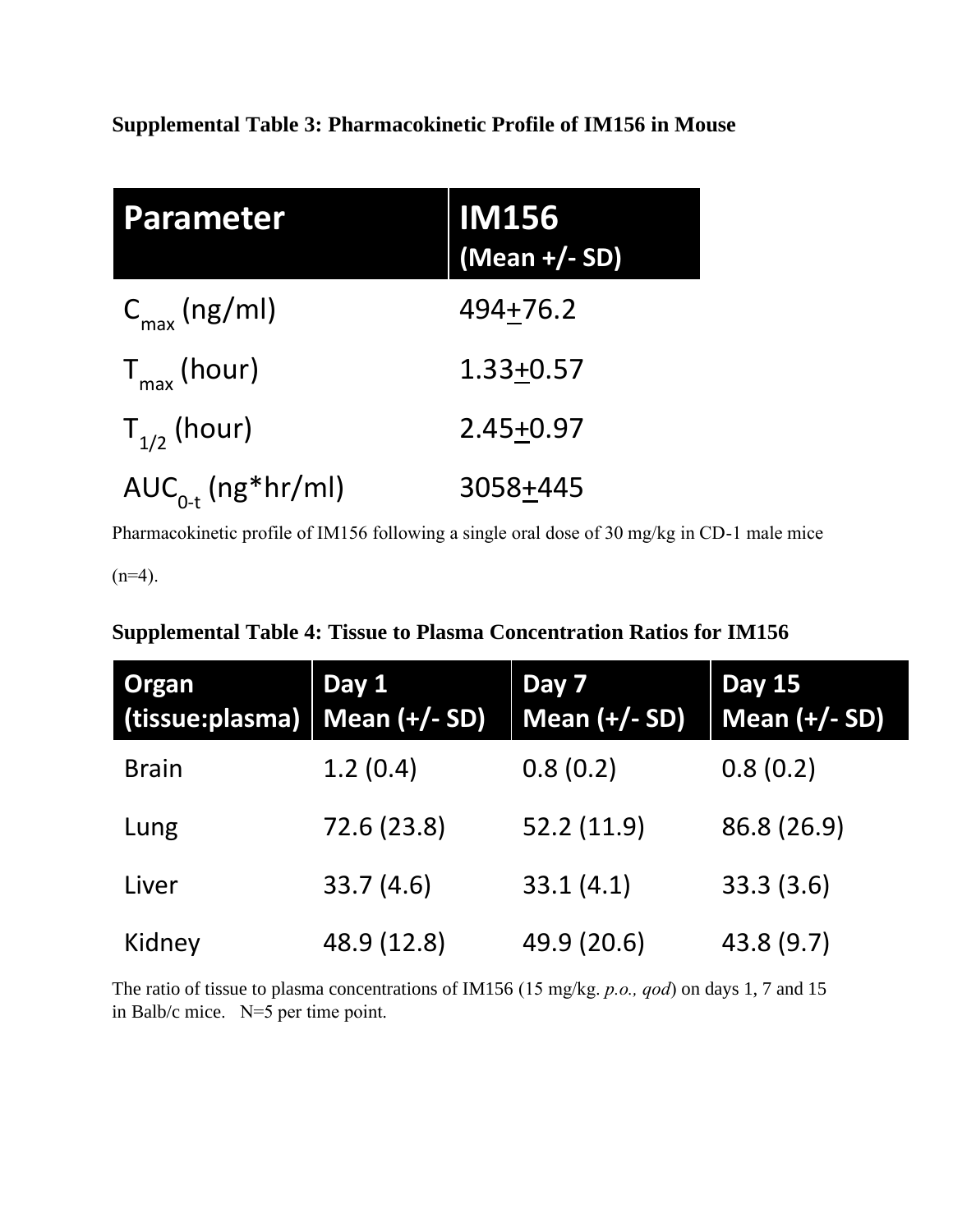**Supplemental Table 3: Pharmacokinetic Profile of IM156 in Mouse**

| Parameter | IM156 (Mean +/- SD) |
|---|---|
| $C_{max}$ (ng/ml) | 494$\pm$76.2 |
| $T_{max}$ (hour) | 1.33$\pm$0.57 |
| $T_{1/2}$ (hour) | 2.45$\pm$0.97 |
| $AUC_{0-t}$ (ng*hr/ml) | 3058$\pm$445 |

Pharmacokinetic profile of IM156 following a single oral dose of 30 mg/kg in CD-1 male mice (n=4).

**Supplemental Table 4: Tissue to Plasma Concentration Ratios for IM156**

| Organ (tissue:plasma) | Day 1 Mean (+/- SD) | Day 7 Mean (+/- SD) | Day 15 Mean (+/- SD) |
|---|---|---|---|
| Brain | 1.2 (0.4) | 0.8 (0.2) | 0.8 (0.2) |
| Lung | 72.6 (23.8) | 52.2 (11.9) | 86.8 (26.9) |
| Liver | 33.7 (4.6) | 33.1 (4.1) | 33.3 (3.6) |
| Kidney | 48.9 (12.8) | 49.9 (20.6) | 43.8 (9.7) |

The ratio of tissue to plasma concentrations of IM156 (15 mg/kg. *p.o., qod*) on days 1, 7 and 15 in Balb/c mice. N=5 per time point.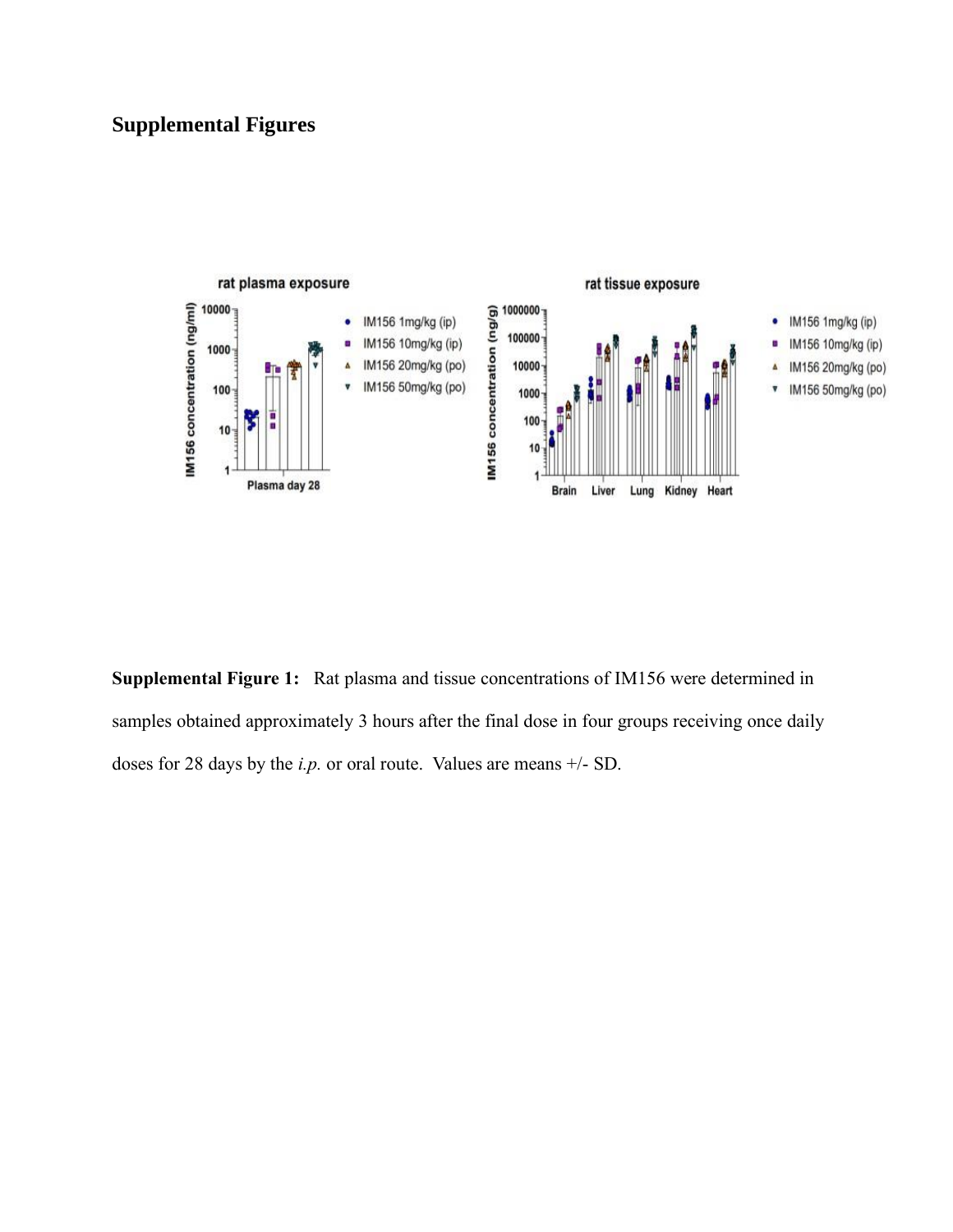## Supplemental Figures

**Supplemental Figure 1:** Rat plasma and tissue concentrations of IM156 were determined in samples obtained approximately 3 hours after the final dose in four groups receiving once daily doses for 28 days by the *i.p.* or oral route. Values are means +/- SD.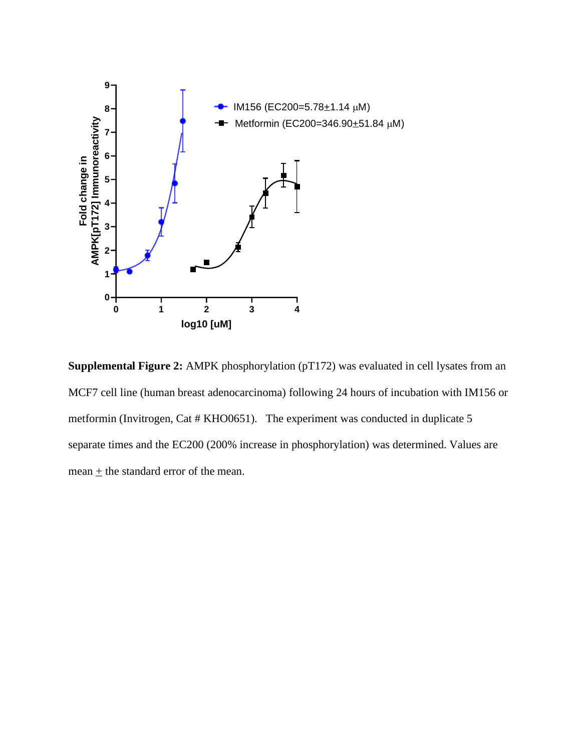Fold change in AMPK[pT172] Immunoreactivity

9
8
7
6
5
4
3
2
1
0

0 1 2 3 4

log10 [uM]

IM156 (EC200=5.78±1.14 μM)

Metformin (EC200=346.90±51.84 μM)

**Supplemental Figure 2:** AMPK phosphorylation (pT172) was evaluated in cell lysates from an MCF7 cell line (human breast adenocarcinoma) following 24 hours of incubation with IM156 or metformin (Invitrogen, Cat # KHO0651). The experiment was conducted in duplicate 5 separate times and the EC200 (200% increase in phosphorylation) was determined. Values are mean ± the standard error of the mean.